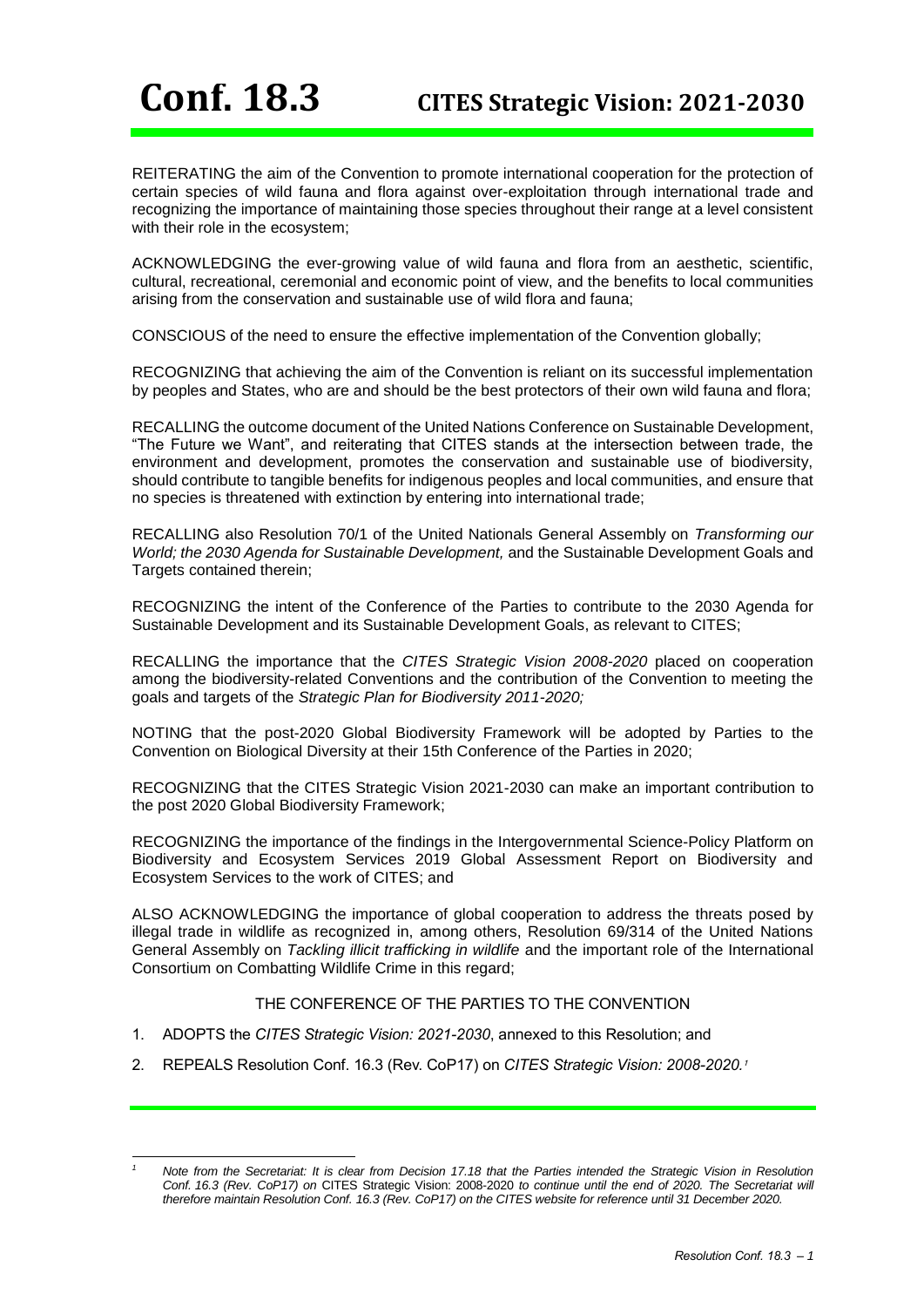# Conf. 18.3 CITES Strategic Vision: 2021-2030

REITERATING the aim of the Convention to promote international cooperation for the protection of certain species of wild fauna and flora against over-exploitation through international trade and recognizing the importance of maintaining those species throughout their range at a level consistent with their role in the ecosystem;

ACKNOWLEDGING the ever-growing value of wild fauna and flora from an aesthetic, scientific, cultural, recreational, ceremonial and economic point of view, and the benefits to local communities arising from the conservation and sustainable use of wild flora and fauna;

CONSCIOUS of the need to ensure the effective implementation of the Convention globally;

RECOGNIZING that achieving the aim of the Convention is reliant on its successful implementation by peoples and States, who are and should be the best protectors of their own wild fauna and flora;

RECALLING the outcome document of the United Nations Conference on Sustainable Development, "The Future we Want", and reiterating that CITES stands at the intersection between trade, the environment and development, promotes the conservation and sustainable use of biodiversity, should contribute to tangible benefits for indigenous peoples and local communities, and ensure that no species is threatened with extinction by entering into international trade;

RECALLING also Resolution 70/1 of the United Nationals General Assembly on *Transforming our World; the 2030 Agenda for Sustainable Development,* and the Sustainable Development Goals and Targets contained therein;

RECOGNIZING the intent of the Conference of the Parties to contribute to the 2030 Agenda for Sustainable Development and its Sustainable Development Goals, as relevant to CITES;

RECALLING the importance that the *CITES Strategic Vision 2008-2020* placed on cooperation among the biodiversity-related Conventions and the contribution of the Convention to meeting the goals and targets of the *Strategic Plan for Biodiversity 2011-2020;*

NOTING that the post-2020 Global Biodiversity Framework will be adopted by Parties to the Convention on Biological Diversity at their 15th Conference of the Parties in 2020;

RECOGNIZING that the CITES Strategic Vision 2021-2030 can make an important contribution to the post 2020 Global Biodiversity Framework;

RECOGNIZING the importance of the findings in the Intergovernmental Science-Policy Platform on Biodiversity and Ecosystem Services 2019 Global Assessment Report on Biodiversity and Ecosystem Services to the work of CITES; and

ALSO ACKNOWLEDGING the importance of global cooperation to address the threats posed by illegal trade in wildlife as recognized in, among others, Resolution 69/314 of the United Nations General Assembly on *Tackling illicit trafficking in wildlife* and the important role of the International Consortium on Combatting Wildlife Crime in this regard;

THE CONFERENCE OF THE PARTIES TO THE CONVENTION

1. ADOPTS the *CITES Strategic Vision: 2021-2030*, annexed to this Resolution; and
2. REPEALS Resolution Conf. 16.3 (Rev. CoP17) on *CITES Strategic Vision: 2008-2020.*[1]

---

[1] *Note from the Secretariat: It is clear from Decision 17.18 that the Parties intended the Strategic Vision in Resolution Conf. 16.3 (Rev. CoP17) on* CITES Strategic Vision: 2008-2020 *to continue until the end of 2020. The Secretariat will therefore maintain Resolution Conf. 16.3 (Rev. CoP17) on the CITES website for reference until 31 December 2020.*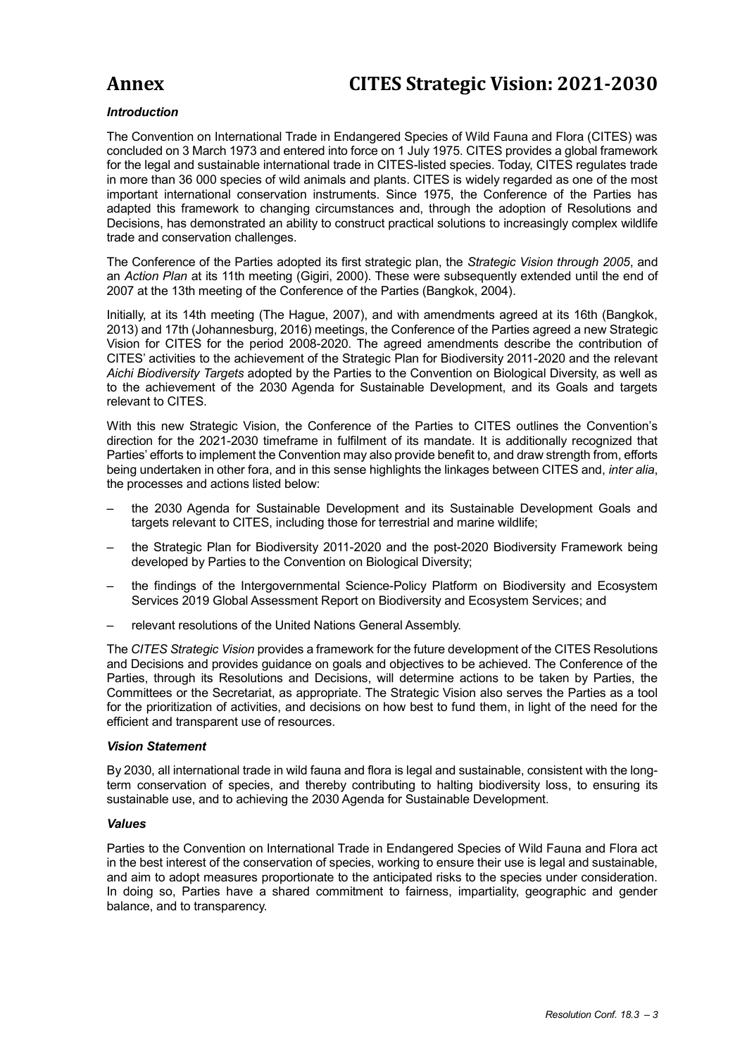# Annex CITES Strategic Vision: 2021-2030

### *Introduction*

The Convention on International Trade in Endangered Species of Wild Fauna and Flora (CITES) was concluded on 3 March 1973 and entered into force on 1 July 1975. CITES provides a global framework for the legal and sustainable international trade in CITES-listed species. Today, CITES regulates trade in more than 36 000 species of wild animals and plants. CITES is widely regarded as one of the most important international conservation instruments. Since 1975, the Conference of the Parties has adapted this framework to changing circumstances and, through the adoption of Resolutions and Decisions, has demonstrated an ability to construct practical solutions to increasingly complex wildlife trade and conservation challenges.

The Conference of the Parties adopted its first strategic plan, the *Strategic Vision through 2005*, and an *Action Plan* at its 11th meeting (Gigiri, 2000). These were subsequently extended until the end of 2007 at the 13th meeting of the Conference of the Parties (Bangkok, 2004).

Initially, at its 14th meeting (The Hague, 2007), and with amendments agreed at its 16th (Bangkok, 2013) and 17th (Johannesburg, 2016) meetings, the Conference of the Parties agreed a new Strategic Vision for CITES for the period 2008-2020. The agreed amendments describe the contribution of CITES' activities to the achievement of the Strategic Plan for Biodiversity 2011-2020 and the relevant *Aichi Biodiversity Targets* adopted by the Parties to the Convention on Biological Diversity, as well as to the achievement of the 2030 Agenda for Sustainable Development, and its Goals and targets relevant to CITES.

With this new Strategic Vision, the Conference of the Parties to CITES outlines the Convention's direction for the 2021-2030 timeframe in fulfilment of its mandate. It is additionally recognized that Parties' efforts to implement the Convention may also provide benefit to, and draw strength from, efforts being undertaken in other fora, and in this sense highlights the linkages between CITES and, *inter alia*, the processes and actions listed below:

- the 2030 Agenda for Sustainable Development and its Sustainable Development Goals and targets relevant to CITES, including those for terrestrial and marine wildlife;
- the Strategic Plan for Biodiversity 2011-2020 and the post-2020 Biodiversity Framework being developed by Parties to the Convention on Biological Diversity;
- the findings of the Intergovernmental Science-Policy Platform on Biodiversity and Ecosystem Services 2019 Global Assessment Report on Biodiversity and Ecosystem Services; and
- relevant resolutions of the United Nations General Assembly.

The *CITES Strategic Vision* provides a framework for the future development of the CITES Resolutions and Decisions and provides guidance on goals and objectives to be achieved. The Conference of the Parties, through its Resolutions and Decisions, will determine actions to be taken by Parties, the Committees or the Secretariat, as appropriate. The Strategic Vision also serves the Parties as a tool for the prioritization of activities, and decisions on how best to fund them, in light of the need for the efficient and transparent use of resources.

### *Vision Statement*

By 2030, all international trade in wild fauna and flora is legal and sustainable, consistent with the long-term conservation of species, and thereby contributing to halting biodiversity loss, to ensuring its sustainable use, and to achieving the 2030 Agenda for Sustainable Development.

### *Values*

Parties to the Convention on International Trade in Endangered Species of Wild Fauna and Flora act in the best interest of the conservation of species, working to ensure their use is legal and sustainable, and aim to adopt measures proportionate to the anticipated risks to the species under consideration. In doing so, Parties have a shared commitment to fairness, impartiality, geographic and gender balance, and to transparency.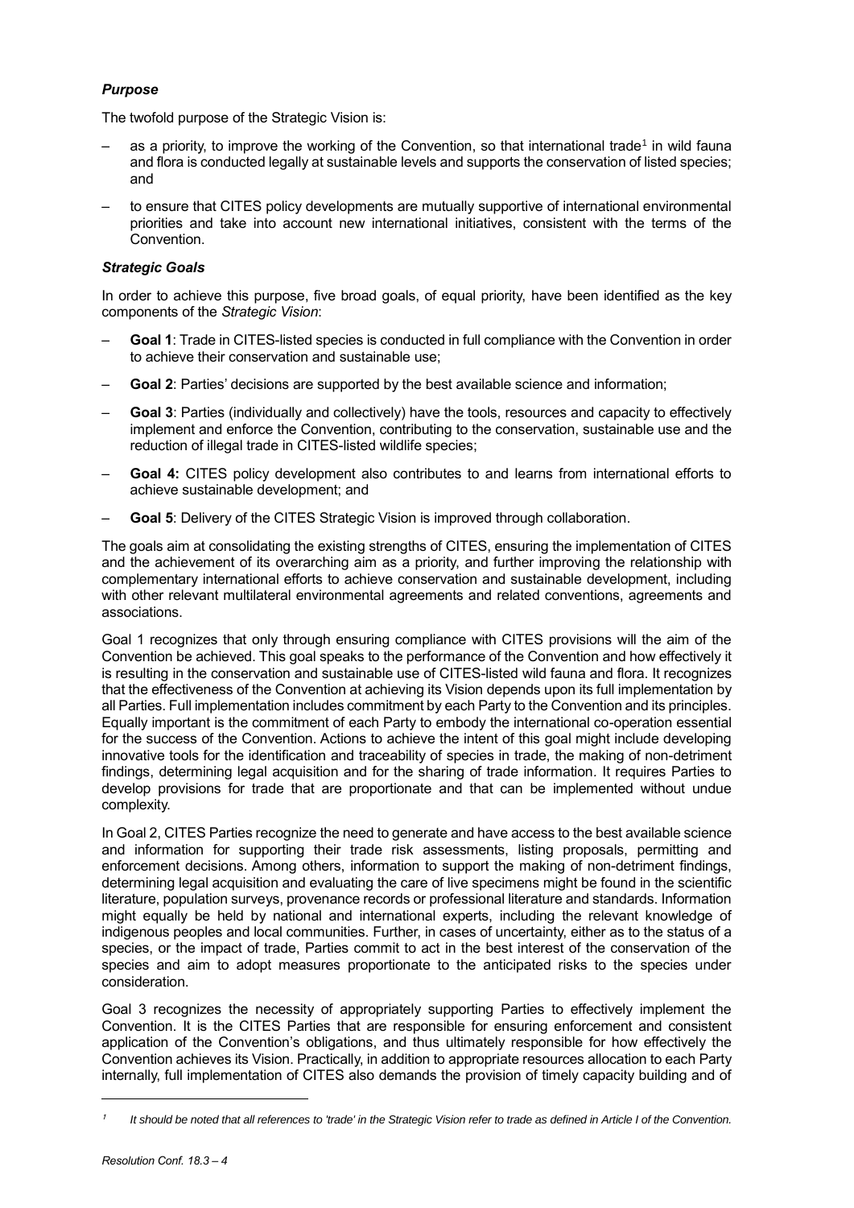### *Purpose*

The twofold purpose of the Strategic Vision is:

– as a priority, to improve the working of the Convention, so that international trade[1] in wild fauna and flora is conducted legally at sustainable levels and supports the conservation of listed species; and

– to ensure that CITES policy developments are mutually supportive of international environmental priorities and take into account new international initiatives, consistent with the terms of the Convention.

### *Strategic Goals*

In order to achieve this purpose, five broad goals, of equal priority, have been identified as the key components of the *Strategic Vision*:

– **Goal 1**: Trade in CITES-listed species is conducted in full compliance with the Convention in order to achieve their conservation and sustainable use;

– **Goal 2**: Parties' decisions are supported by the best available science and information;

– **Goal 3**: Parties (individually and collectively) have the tools, resources and capacity to effectively implement and enforce the Convention, contributing to the conservation, sustainable use and the reduction of illegal trade in CITES-listed wildlife species;

– **Goal 4:** CITES policy development also contributes to and learns from international efforts to achieve sustainable development; and

– **Goal 5**: Delivery of the CITES Strategic Vision is improved through collaboration.

The goals aim at consolidating the existing strengths of CITES, ensuring the implementation of CITES and the achievement of its overarching aim as a priority, and further improving the relationship with complementary international efforts to achieve conservation and sustainable development, including with other relevant multilateral environmental agreements and related conventions, agreements and associations.

Goal 1 recognizes that only through ensuring compliance with CITES provisions will the aim of the Convention be achieved. This goal speaks to the performance of the Convention and how effectively it is resulting in the conservation and sustainable use of CITES-listed wild fauna and flora. It recognizes that the effectiveness of the Convention at achieving its Vision depends upon its full implementation by all Parties. Full implementation includes commitment by each Party to the Convention and its principles. Equally important is the commitment of each Party to embody the international co-operation essential for the success of the Convention. Actions to achieve the intent of this goal might include developing innovative tools for the identification and traceability of species in trade, the making of non-detriment findings, determining legal acquisition and for the sharing of trade information. It requires Parties to develop provisions for trade that are proportionate and that can be implemented without undue complexity.

In Goal 2, CITES Parties recognize the need to generate and have access to the best available science and information for supporting their trade risk assessments, listing proposals, permitting and enforcement decisions. Among others, information to support the making of non-detriment findings, determining legal acquisition and evaluating the care of live specimens might be found in the scientific literature, population surveys, provenance records or professional literature and standards. Information might equally be held by national and international experts, including the relevant knowledge of indigenous peoples and local communities. Further, in cases of uncertainty, either as to the status of a species, or the impact of trade, Parties commit to act in the best interest of the conservation of the species and aim to adopt measures proportionate to the anticipated risks to the species under consideration.

Goal 3 recognizes the necessity of appropriately supporting Parties to effectively implement the Convention. It is the CITES Parties that are responsible for ensuring enforcement and consistent application of the Convention's obligations, and thus ultimately responsible for how effectively the Convention achieves its Vision. Practically, in addition to appropriate resources allocation to each Party internally, full implementation of CITES also demands the provision of timely capacity building and of

---

[1] *It should be noted that all references to 'trade' in the Strategic Vision refer to trade as defined in Article I of the Convention.*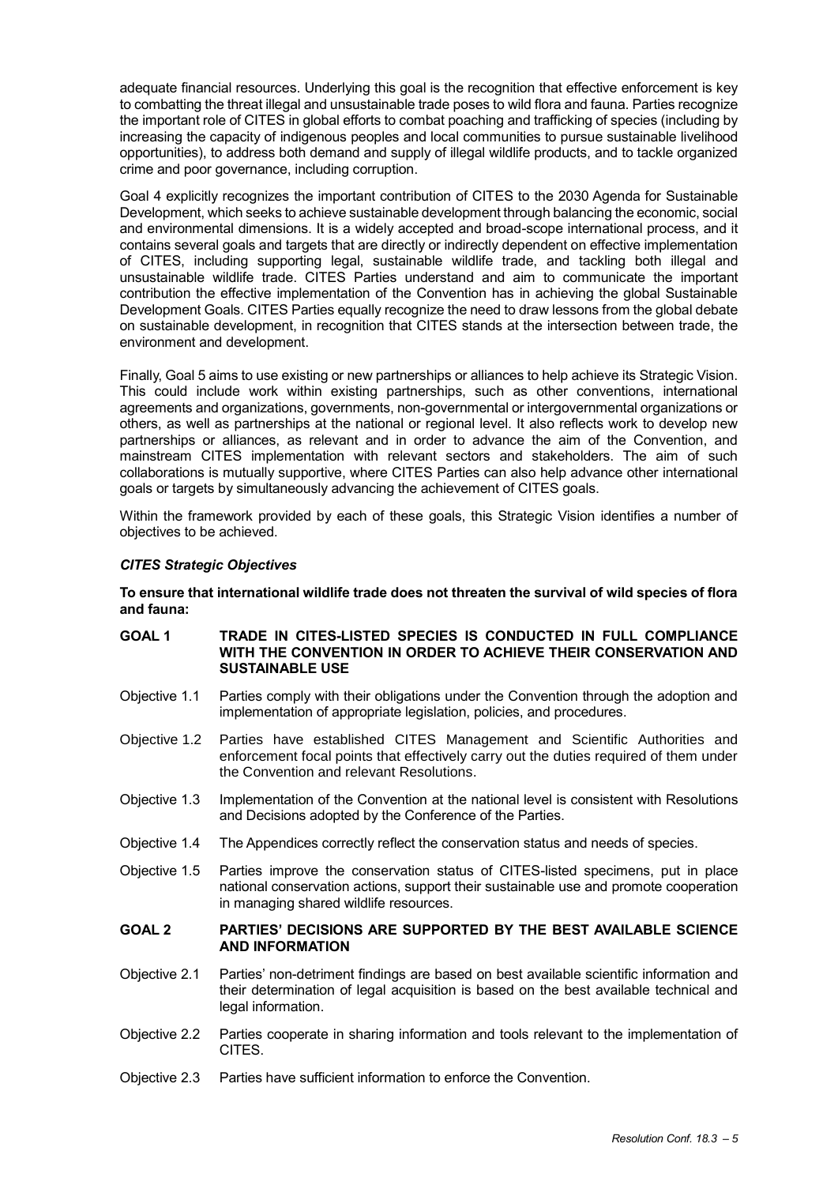adequate financial resources. Underlying this goal is the recognition that effective enforcement is key to combatting the threat illegal and unsustainable trade poses to wild flora and fauna. Parties recognize the important role of CITES in global efforts to combat poaching and trafficking of species (including by increasing the capacity of indigenous peoples and local communities to pursue sustainable livelihood opportunities), to address both demand and supply of illegal wildlife products, and to tackle organized crime and poor governance, including corruption.

Goal 4 explicitly recognizes the important contribution of CITES to the 2030 Agenda for Sustainable Development, which seeks to achieve sustainable development through balancing the economic, social and environmental dimensions. It is a widely accepted and broad-scope international process, and it contains several goals and targets that are directly or indirectly dependent on effective implementation of CITES, including supporting legal, sustainable wildlife trade, and tackling both illegal and unsustainable wildlife trade. CITES Parties understand and aim to communicate the important contribution the effective implementation of the Convention has in achieving the global Sustainable Development Goals. CITES Parties equally recognize the need to draw lessons from the global debate on sustainable development, in recognition that CITES stands at the intersection between trade, the environment and development.

Finally, Goal 5 aims to use existing or new partnerships or alliances to help achieve its Strategic Vision. This could include work within existing partnerships, such as other conventions, international agreements and organizations, governments, non-governmental or intergovernmental organizations or others, as well as partnerships at the national or regional level. It also reflects work to develop new partnerships or alliances, as relevant and in order to advance the aim of the Convention, and mainstream CITES implementation with relevant sectors and stakeholders. The aim of such collaborations is mutually supportive, where CITES Parties can also help advance other international goals or targets by simultaneously advancing the achievement of CITES goals.

Within the framework provided by each of these goals, this Strategic Vision identifies a number of objectives to be achieved.

### *CITES Strategic Objectives*

**To ensure that international wildlife trade does not threaten the survival of wild species of flora and fauna:**

**GOAL 1 TRADE IN CITES-LISTED SPECIES IS CONDUCTED IN FULL COMPLIANCE WITH THE CONVENTION IN ORDER TO ACHIEVE THEIR CONSERVATION AND SUSTAINABLE USE**

Objective 1.1 Parties comply with their obligations under the Convention through the adoption and implementation of appropriate legislation, policies, and procedures.

Objective 1.2 Parties have established CITES Management and Scientific Authorities and enforcement focal points that effectively carry out the duties required of them under the Convention and relevant Resolutions.

Objective 1.3 Implementation of the Convention at the national level is consistent with Resolutions and Decisions adopted by the Conference of the Parties.

Objective 1.4 The Appendices correctly reflect the conservation status and needs of species.

Objective 1.5 Parties improve the conservation status of CITES-listed specimens, put in place national conservation actions, support their sustainable use and promote cooperation in managing shared wildlife resources.

**GOAL 2 PARTIES' DECISIONS ARE SUPPORTED BY THE BEST AVAILABLE SCIENCE AND INFORMATION**

Objective 2.1 Parties' non-detriment findings are based on best available scientific information and their determination of legal acquisition is based on the best available technical and legal information.

Objective 2.2 Parties cooperate in sharing information and tools relevant to the implementation of CITES.

Objective 2.3 Parties have sufficient information to enforce the Convention.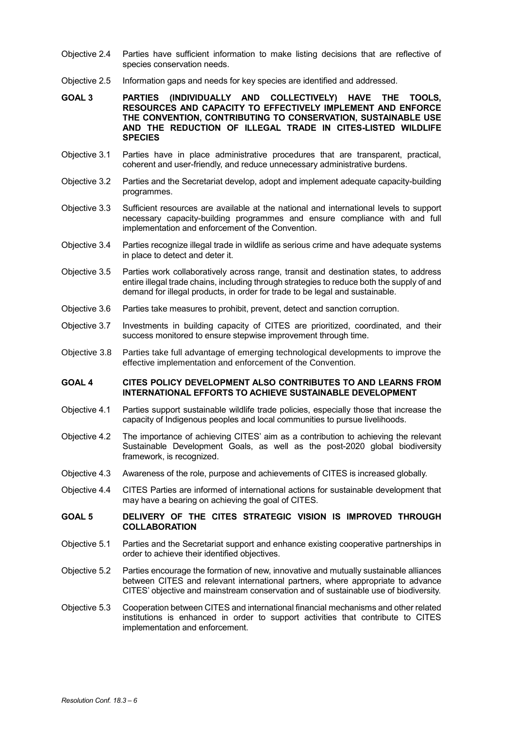Objective 2.4 Parties have sufficient information to make listing decisions that are reflective of species conservation needs.

Objective 2.5 Information gaps and needs for key species are identified and addressed.

**GOAL 3 PARTIES (INDIVIDUALLY AND COLLECTIVELY) HAVE THE TOOLS, RESOURCES AND CAPACITY TO EFFECTIVELY IMPLEMENT AND ENFORCE THE CONVENTION, CONTRIBUTING TO CONSERVATION, SUSTAINABLE USE AND THE REDUCTION OF ILLEGAL TRADE IN CITES-LISTED WILDLIFE SPECIES**

Objective 3.1 Parties have in place administrative procedures that are transparent, practical, coherent and user-friendly, and reduce unnecessary administrative burdens.

Objective 3.2 Parties and the Secretariat develop, adopt and implement adequate capacity-building programmes.

Objective 3.3 Sufficient resources are available at the national and international levels to support necessary capacity-building programmes and ensure compliance with and full implementation and enforcement of the Convention.

Objective 3.4 Parties recognize illegal trade in wildlife as serious crime and have adequate systems in place to detect and deter it.

Objective 3.5 Parties work collaboratively across range, transit and destination states, to address entire illegal trade chains, including through strategies to reduce both the supply of and demand for illegal products, in order for trade to be legal and sustainable.

Objective 3.6 Parties take measures to prohibit, prevent, detect and sanction corruption.

Objective 3.7 Investments in building capacity of CITES are prioritized, coordinated, and their success monitored to ensure stepwise improvement through time.

Objective 3.8 Parties take full advantage of emerging technological developments to improve the effective implementation and enforcement of the Convention.

**GOAL 4 CITES POLICY DEVELOPMENT ALSO CONTRIBUTES TO AND LEARNS FROM INTERNATIONAL EFFORTS TO ACHIEVE SUSTAINABLE DEVELOPMENT**

Objective 4.1 Parties support sustainable wildlife trade policies, especially those that increase the capacity of Indigenous peoples and local communities to pursue livelihoods.

Objective 4.2 The importance of achieving CITES' aim as a contribution to achieving the relevant Sustainable Development Goals, as well as the post-2020 global biodiversity framework, is recognized.

Objective 4.3 Awareness of the role, purpose and achievements of CITES is increased globally.

Objective 4.4 CITES Parties are informed of international actions for sustainable development that may have a bearing on achieving the goal of CITES.

**GOAL 5 DELIVERY OF THE CITES STRATEGIC VISION IS IMPROVED THROUGH COLLABORATION**

Objective 5.1 Parties and the Secretariat support and enhance existing cooperative partnerships in order to achieve their identified objectives.

Objective 5.2 Parties encourage the formation of new, innovative and mutually sustainable alliances between CITES and relevant international partners, where appropriate to advance CITES' objective and mainstream conservation and of sustainable use of biodiversity.

Objective 5.3 Cooperation between CITES and international financial mechanisms and other related institutions is enhanced in order to support activities that contribute to CITES implementation and enforcement.